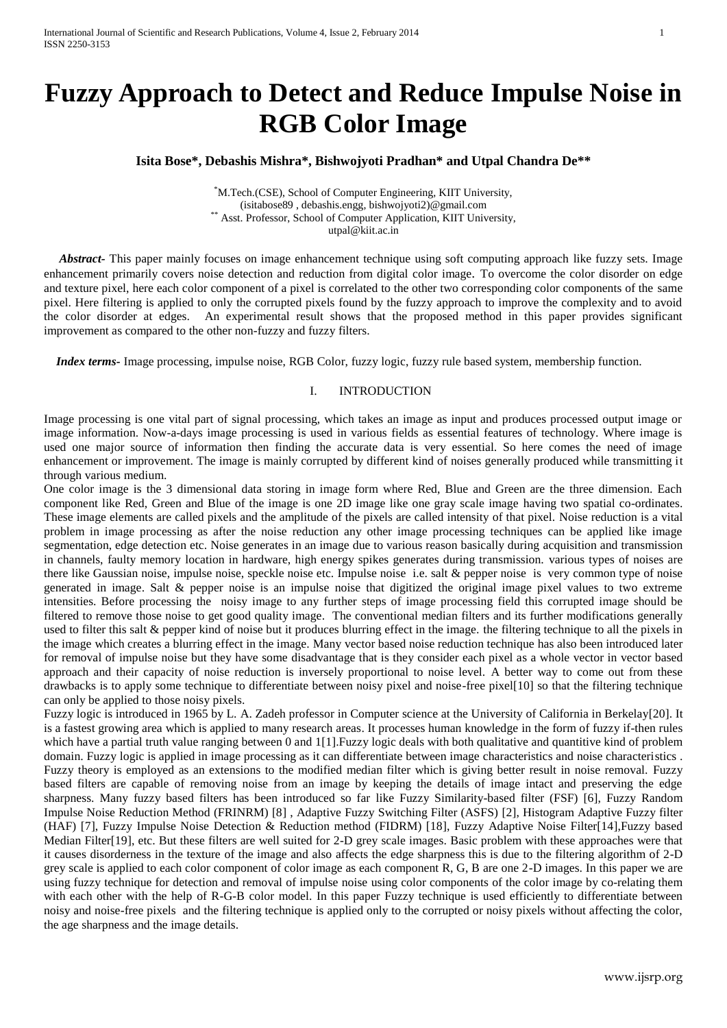# Fuzzy Approach to Detect and Reduce Impulse Noise in RGB Color Image

**Isita Bose\*, Debashis Mishra\*, Bishwojyoti Pradhan\* and Utpal Chandra De\*\***

\*M.Tech.(CSE), School of Computer Engineering, KIIT University,
(isitabose89 , debashis.engg, bishwojyoti2)@gmail.com
\*\* Asst. Professor, School of Computer Application, KIIT University,
utpal@kiit.ac.in

***Abstract-*** This paper mainly focuses on image enhancement technique using soft computing approach like fuzzy sets. Image enhancement primarily covers noise detection and reduction from digital color image. To overcome the color disorder on edge and texture pixel, here each color component of a pixel is correlated to the other two corresponding color components of the same pixel. Here filtering is applied to only the corrupted pixels found by the fuzzy approach to improve the complexity and to avoid the color disorder at edges. An experimental result shows that the proposed method in this paper provides significant improvement as compared to the other non-fuzzy and fuzzy filters.

***Index terms-*** Image processing, impulse noise, RGB Color, fuzzy logic, fuzzy rule based system, membership function.

## I. INTRODUCTION

Image processing is one vital part of signal processing, which takes an image as input and produces processed output image or image information. Now-a-days image processing is used in various fields as essential features of technology. Where image is used one major source of information then finding the accurate data is very essential. So here comes the need of image enhancement or improvement. The image is mainly corrupted by different kind of noises generally produced while transmitting it through various medium.

One color image is the 3 dimensional data storing in image form where Red, Blue and Green are the three dimension. Each component like Red, Green and Blue of the image is one 2D image like one gray scale image having two spatial co-ordinates. These image elements are called pixels and the amplitude of the pixels are called intensity of that pixel. Noise reduction is a vital problem in image processing as after the noise reduction any other image processing techniques can be applied like image segmentation, edge detection etc. Noise generates in an image due to various reason basically during acquisition and transmission in channels, faulty memory location in hardware, high energy spikes generates during transmission. various types of noises are there like Gaussian noise, impulse noise, speckle noise etc. Impulse noise i.e. salt & pepper noise is very common type of noise generated in image. Salt & pepper noise is an impulse noise that digitized the original image pixel values to two extreme intensities. Before processing the noisy image to any further steps of image processing field this corrupted image should be filtered to remove those noise to get good quality image. The conventional median filters and its further modifications generally used to filter this salt & pepper kind of noise but it produces blurring effect in the image. the filtering technique to all the pixels in the image which creates a blurring effect in the image. Many vector based noise reduction technique has also been introduced later for removal of impulse noise but they have some disadvantage that is they consider each pixel as a whole vector in vector based approach and their capacity of noise reduction is inversely proportional to noise level. A better way to come out from these drawbacks is to apply some technique to differentiate between noisy pixel and noise-free pixel[10] so that the filtering technique can only be applied to those noisy pixels.

Fuzzy logic is introduced in 1965 by L. A. Zadeh professor in Computer science at the University of California in Berkelay[20]. It is a fastest growing area which is applied to many research areas. It processes human knowledge in the form of fuzzy if-then rules which have a partial truth value ranging between 0 and 1[1].Fuzzy logic deals with both qualitative and quantitive kind of problem domain. Fuzzy logic is applied in image processing as it can differentiate between image characteristics and noise characteristics . Fuzzy theory is employed as an extensions to the modified median filter which is giving better result in noise removal. Fuzzy based filters are capable of removing noise from an image by keeping the details of image intact and preserving the edge sharpness. Many fuzzy based filters has been introduced so far like Fuzzy Similarity-based filter (FSF) [6], Fuzzy Random Impulse Noise Reduction Method (FRINRM) [8] , Adaptive Fuzzy Switching Filter (ASFS) [2], Histogram Adaptive Fuzzy filter (HAF) [7], Fuzzy Impulse Noise Detection & Reduction method (FIDRM) [18], Fuzzy Adaptive Noise Filter[14],Fuzzy based Median Filter[19], etc. But these filters are well suited for 2-D grey scale images. Basic problem with these approaches were that it causes disorderness in the texture of the image and also affects the edge sharpness this is due to the filtering algorithm of 2-D grey scale is applied to each color component of color image as each component R, G, B are one 2-D images. In this paper we are using fuzzy technique for detection and removal of impulse noise using color components of the color image by co-relating them with each other with the help of R-G-B color model. In this paper Fuzzy technique is used efficiently to differentiate between noisy and noise-free pixels and the filtering technique is applied only to the corrupted or noisy pixels without affecting the color, the age sharpness and the image details.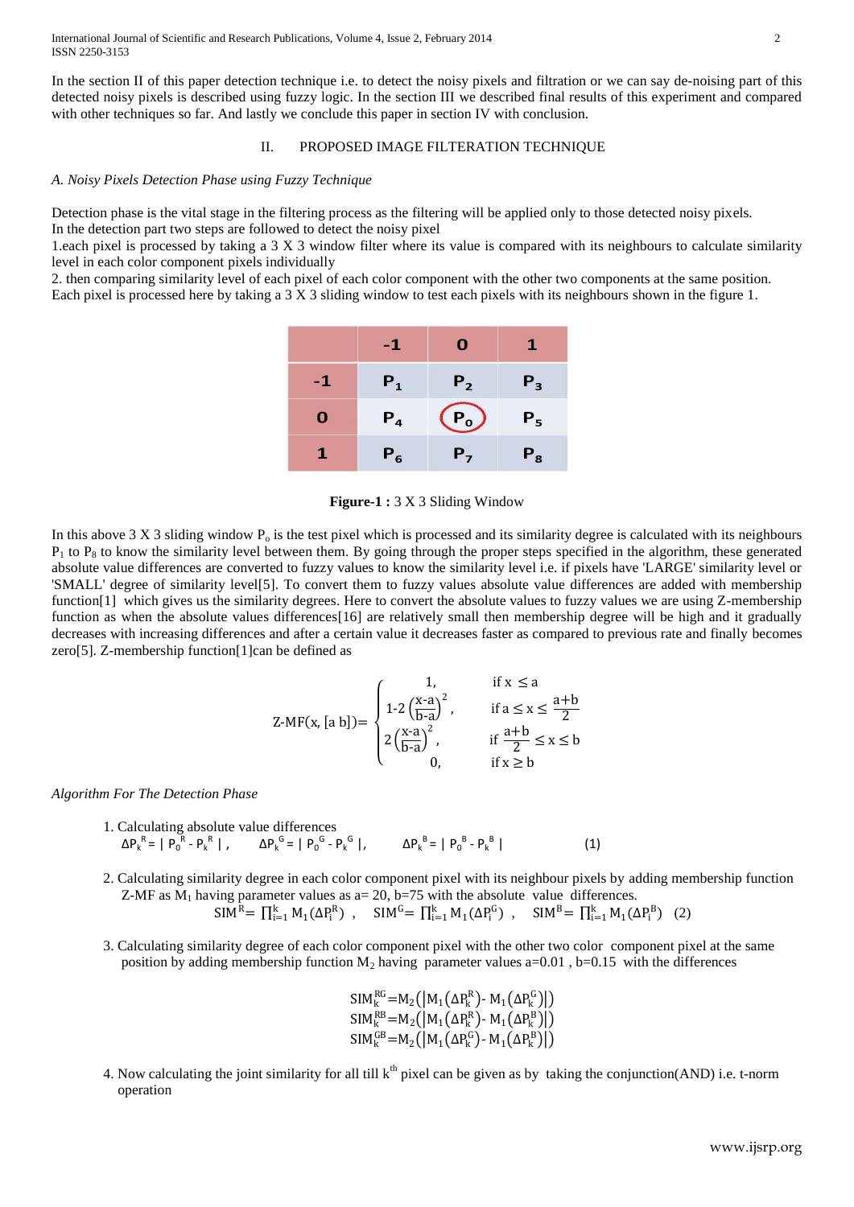In the section II of this paper detection technique i.e. to detect the noisy pixels and filtration or we can say de-noising part of this detected noisy pixels is described using fuzzy logic. In the section III we described final results of this experiment and compared with other techniques so far. And lastly we conclude this paper in section IV with conclusion.

## II. PROPOSED IMAGE FILTERATION TECHNIQUE

### *A. Noisy Pixels Detection Phase using Fuzzy Technique*

Detection phase is the vital stage in the filtering process as the filtering will be applied only to those detected noisy pixels.
In the detection part two steps are followed to detect the noisy pixel
1.each pixel is processed by taking a 3 X 3 window filter where its value is compared with its neighbours to calculate similarity level in each color component pixels individually
2. then comparing similarity level of each pixel of each color component with the other two components at the same position.
Each pixel is processed here by taking a 3 X 3 sliding window to test each pixels with its neighbours shown in the figure 1.

| | -1 | 0 | 1 |
|---|---|---|---|
| -1 | $P_1$ | $P_2$ | $P_3$ |
| 0 | $P_4$ | $P_0$ | $P_5$ |
| 1 | $P_6$ | $P_7$ | $P_8$ |

**Figure-1 :** 3 X 3 Sliding Window

In this above 3 X 3 sliding window $P_o$ is the test pixel which is processed and its similarity degree is calculated with its neighbours $P_1$ to $P_8$ to know the similarity level between them. By going through the proper steps specified in the algorithm, these generated absolute value differences are converted to fuzzy values to know the similarity level i.e. if pixels have 'LARGE' similarity level or 'SMALL' degree of similarity[5]. To convert them to fuzzy values absolute value differences are added with membership function[1] which gives us the similarity degrees. Here to convert the absolute values to fuzzy values we are using Z-membership function as when the absolute values differences[16] are relatively small then membership degree will be high and it gradually decreases with increasing differences and after a certain value it decreases faster as compared to previous rate and finally becomes zero[5]. Z-membership function[1]can be defined as

$$
\text{Z-MF}(x, [a\ b]) = \begin{cases} 1, & \text{if } x \le a \\ 1-2\left(\frac{x-a}{b-a}\right)^2, & \text{if } a \le x \le \frac{a+b}{2} \\ 2\left(\frac{x-a}{b-a}\right)^2, & \text{if } \frac{a+b}{2} \le x \le b \\ 0, & \text{if } x \ge b \end{cases}
$$

*Algorithm For The Detection Phase*

1. Calculating absolute value differences

$$
\Delta P_k^{R} = |\, P_0^{R} - P_k^{R} \,|, \quad \Delta P_k^{G} = |\, P_0^{G} - P_k^{G} \,|, \quad \Delta P_k^{B} = |\, P_0^{B} - P_k^{B} \,| \qquad (1)
$$

2. Calculating similarity degree in each color component pixel with its neighbour pixels by adding membership function Z-MF as $M_1$ having parameter values as a= 20, b=75 with the absolute value differences.

$$
\text{SIM}^{R} = \prod_{i=1}^{k} M_1(\Delta P_i^{R}), \quad \text{SIM}^{G} = \prod_{i=1}^{k} M_1(\Delta P_i^{G}), \quad \text{SIM}^{B} = \prod_{i=1}^{k} M_1(\Delta P_i^{B}) \quad (2)
$$

3. Calculating similarity degree of each color component pixel with the other two color component pixel at the same position by adding membership function $M_2$ having parameter values a=0.01 , b=0.15 with the differences

$$
\begin{aligned}
\text{SIM}_k^{RG} &= M_2\left(\left|M_1\left(\Delta P_k^{R}\right) - M_1\left(\Delta P_k^{G}\right)\right|\right) \\
\text{SIM}_k^{RB} &= M_2\left(\left|M_1\left(\Delta P_k^{R}\right) - M_1\left(\Delta P_k^{B}\right)\right|\right) \\
\text{SIM}_k^{GB} &= M_2\left(\left|M_1\left(\Delta P_k^{G}\right) - M_1\left(\Delta P_k^{B}\right)\right|\right)
\end{aligned}
$$

4. Now calculating the joint similarity for all till $k^{th}$ pixel can be given as by taking the conjunction(AND) i.e. t-norm operation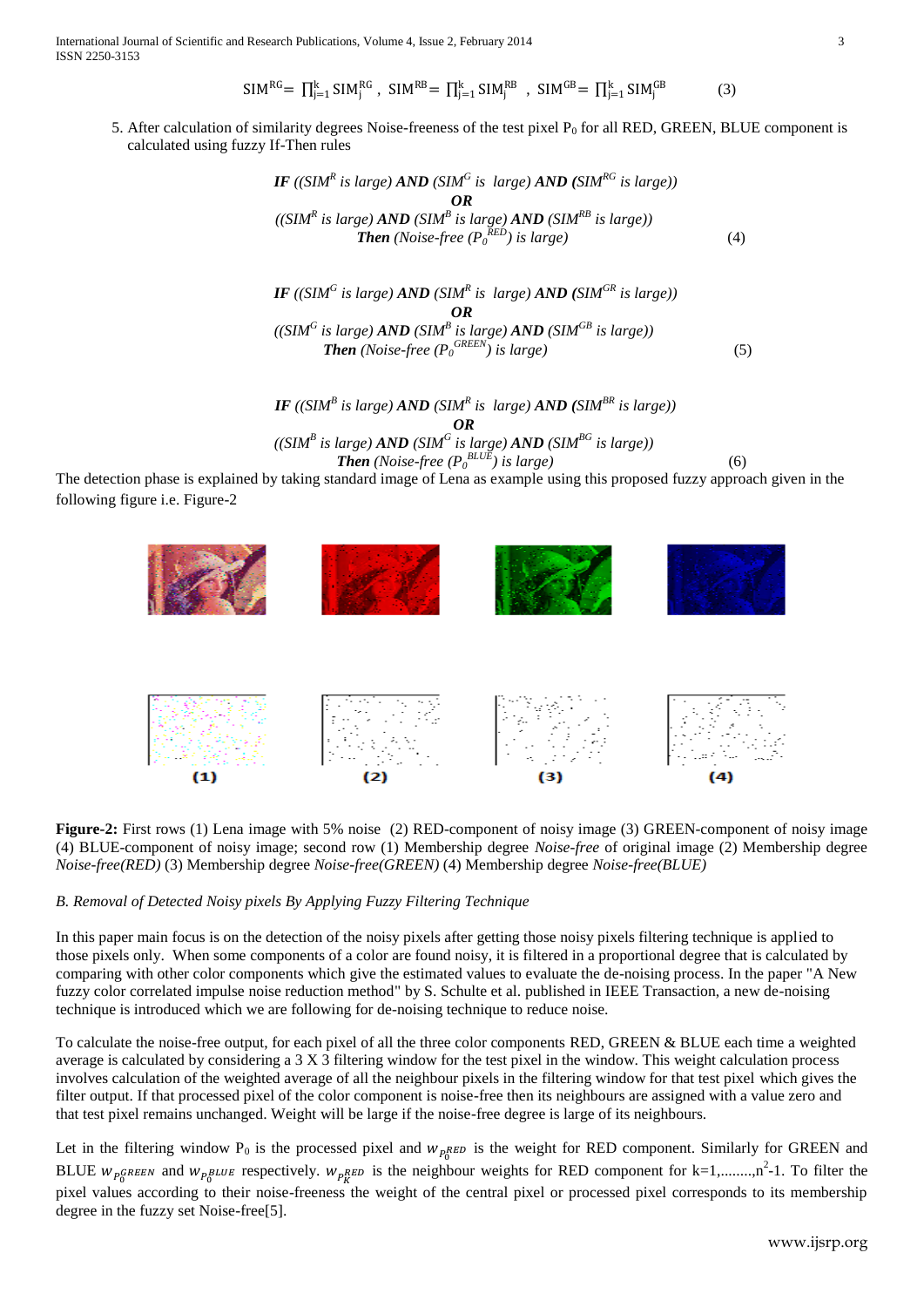$$\mathrm{SIM}^{RG} = \prod_{j=1}^{k} \mathrm{SIM}_j^{RG}\ ,\ \ \mathrm{SIM}^{RB} = \prod_{j=1}^{k} \mathrm{SIM}_j^{RB}\ ,\ \ \mathrm{SIM}^{GB} = \prod_{j=1}^{k} \mathrm{SIM}_j^{GB} \tag{3}$$

5. After calculation of similarity degrees Noise-freeness of the test pixel $P_0$ for all RED, GREEN, BLUE component is calculated using fuzzy If-Then rules

***IF*** *(($SIM^R$ is large)* ***AND*** *($SIM^G$ is large)* ***AND*** *($SIM^{RG}$ is large))*
***OR***
*(($SIM^R$ is large)* ***AND*** *($SIM^B$ is large)* ***AND*** *($SIM^{RB}$ is large))*
***Then*** *(Noise-free ($P_0^{RED}$) is large)* (4)

***IF*** *(($SIM^G$ is large)* ***AND*** *($SIM^R$ is large)* ***AND*** *($SIM^{GR}$ is large))*
***OR***
*(($SIM^G$ is large)* ***AND*** *($SIM^B$ is large)* ***AND*** *($SIM^{GB}$ is large))*
***Then*** *(Noise-free ($P_0^{GREEN}$) is large)* (5)

***IF*** *(($SIM^B$ is large)* ***AND*** *($SIM^R$ is large)* ***AND*** *($SIM^{BR}$ is large))*
***OR***
*(($SIM^B$ is large)* ***AND*** *($SIM^G$ is large)* ***AND*** *($SIM^{BG}$ is large))*
***Then*** *(Noise-free ($P_0^{BLUE}$) is large)* (6)

The detection phase is explained by taking standard image of Lena as example using this proposed fuzzy approach given in the following figure i.e. Figure-2

**Figure-2:** First rows (1) Lena image with 5% noise (2) RED-component of noisy image (3) GREEN-component of noisy image (4) BLUE-component of noisy image; second row (1) Membership degree *Noise-free* of original image (2) Membership degree *Noise-free(RED)* (3) Membership degree *Noise-free(GREEN)* (4) Membership degree *Noise-free(BLUE)*

*B. Removal of Detected Noisy pixels By Applying Fuzzy Filtering Technique*

In this paper main focus is on the detection of the noisy pixels after getting those noisy pixels filtering technique is applied to those pixels only. When some components of a color are found noisy, it is filtered in a proportional degree that is calculated by comparing with other color components which give the estimated values to evaluate the de-noising process. In the paper "A New fuzzy color correlated impulse noise reduction method" by S. Schulte et al. published in IEEE Transaction, a new de-noising technique is introduced which we are following for de-noising technique to reduce noise.

To calculate the noise-free output, for each pixel of all the three color components RED, GREEN & BLUE each time a weighted average is calculated by considering a 3 X 3 filtering window for the test pixel in the window. This weight calculation process involves calculation of the weighted average of all the neighbour pixels in the filtering window for that test pixel which gives the filter output. If that processed pixel of the color component is noise-free then its neighbours are assigned with a value zero and that test pixel remains unchanged. Weight will be large if the noise-free degree is large of its neighbours.

Let in the filtering window $P_0$ is the processed pixel and $w_{P_0^{RED}}$ is the weight for RED component. Similarly for GREEN and BLUE $w_{P_0^{GREEN}}$ and $w_{P_0^{BLUE}}$ respectively. $w_{P_K^{RED}}$ is the neighbour weights for RED component for k=1,........,$n^2$-1. To filter the pixel values according to their noise-freeness the weight of the central pixel or processed pixel corresponds to its membership degree in the fuzzy set Noise-free[5].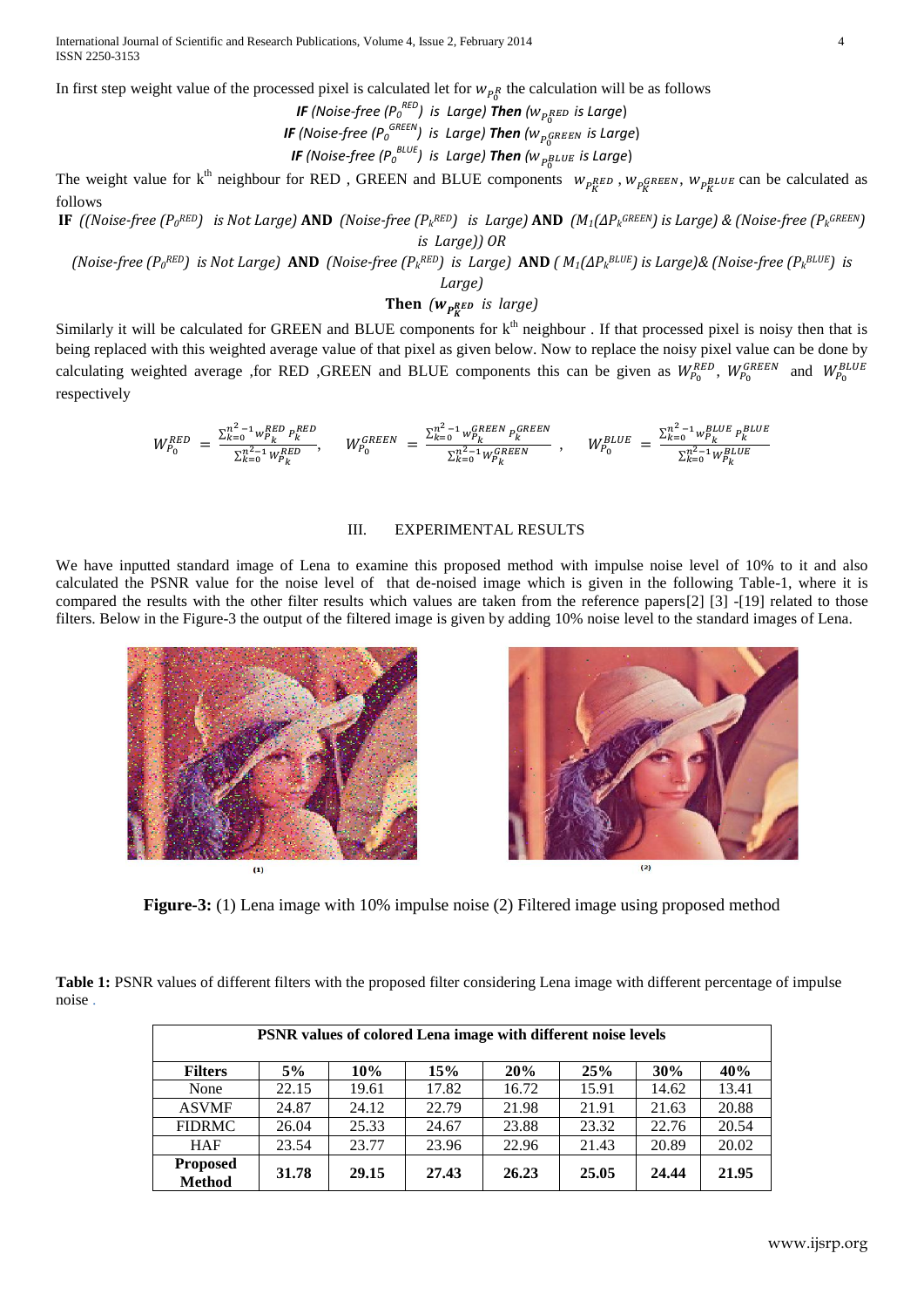In first step weight value of the processed pixel is calculated let for $w_{P_0^R}$ the calculation will be as follows

***IF** (Noise-free ($P_0^{RED}$) is Large) **Then** ($w_{P_0^{RED}}$ is Large)*

***IF** (Noise-free ($P_0^{GREEN}$) is Large) **Then** ($w_{P_0^{GREEN}}$ is Large)*

***IF** (Noise-free ($P_0^{BLUE}$) is Large) **Then** ($w_{P_0^{BLUE}}$ is Large)*

The weight value for k[th] neighbour for RED , GREEN and BLUE components $w_{P_K^{RED}}$, $w_{P_K^{GREEN}}$, $w_{P_K^{BLUE}}$ can be calculated as follows

**IF** *((Noise-free ($P_0^{RED}$) is Not Large)* **AND** *(Noise-free ($P_k^{RED}$) is Large)* **AND** *($M_1(\Delta P_k^{GREEN})$ is Large) & (Noise-free ($P_k^{GREEN}$) is Large)) OR*

*(Noise-free ($P_0^{RED}$) is Not Large)* **AND** *(Noise-free ($P_k^{RED}$) is Large)* **AND** *( $M_1(\Delta P_k^{BLUE})$ is Large)& (Noise-free ($P_k^{BLUE}$) is Large)*

**Then** *($w_{P_K^{RED}}$ is large)*

Similarly it will be calculated for GREEN and BLUE components for k[th] neighbour . If that processed pixel is noisy then that is being replaced with this weighted average value of that pixel as given below. Now to replace the noisy pixel value can be done by calculating weighted average ,for RED ,GREEN and BLUE components this can be given as $W_{P_0}^{RED}$, $W_{P_0}^{GREEN}$ and $W_{P_0}^{BLUE}$ respectively

$$W_{P_0}^{RED} = \frac{\sum_{k=0}^{n^2-1} w_{P_k}^{RED} P_k^{RED}}{\sum_{k=0}^{n^2-1} W_{P_k}^{RED}}, \quad W_{P_0}^{GREEN} = \frac{\sum_{k=0}^{n^2-1} w_{P_k}^{GREEN} P_k^{GREEN}}{\sum_{k=0}^{n^2-1} W_{P_k}^{GREEN}}, \quad W_{P_0}^{BLUE} = \frac{\sum_{k=0}^{n^2-1} w_{P_k}^{BLUE} P_k^{BLUE}}{\sum_{k=0}^{n^2-1} W_{P_k}^{BLUE}}$$

## III. EXPERIMENTAL RESULTS

We have inputted standard image of Lena to examine this proposed method with impulse noise level of 10% to it and also calculated the PSNR value for the noise level of that de-noised image which is given in the following Table-1, where it is compared the results with the other filter results which values are taken from the reference papers[2] [3] -[19] related to those filters. Below in the Figure-3 the output of the filtered image is given by adding 10% noise level to the standard images of Lena.

(1) (2)

**Figure-3:** (1) Lena image with 10% impulse noise (2) Filtered image using proposed method

**Table 1:** PSNR values of different filters with the proposed filter considering Lena image with different percentage of impulse noise .

| **PSNR values of colored Lena image with different noise levels** | | | | | | | |
|---|---|---|---|---|---|---|---|
| **Filters** | **5%** | **10%** | **15%** | **20%** | **25%** | **30%** | **40%** |
| None | 22.15 | 19.61 | 17.82 | 16.72 | 15.91 | 14.62 | 13.41 |
| ASVMF | 24.87 | 24.12 | 22.79 | 21.98 | 21.91 | 21.63 | 20.88 |
| FIDRMC | 26.04 | 25.33 | 24.67 | 23.88 | 23.32 | 22.76 | 20.54 |
| HAF | 23.54 | 23.77 | 23.96 | 22.96 | 21.43 | 20.89 | 20.02 |
| **Proposed Method** | **31.78** | **29.15** | **27.43** | **26.23** | **25.05** | **24.44** | **21.95** |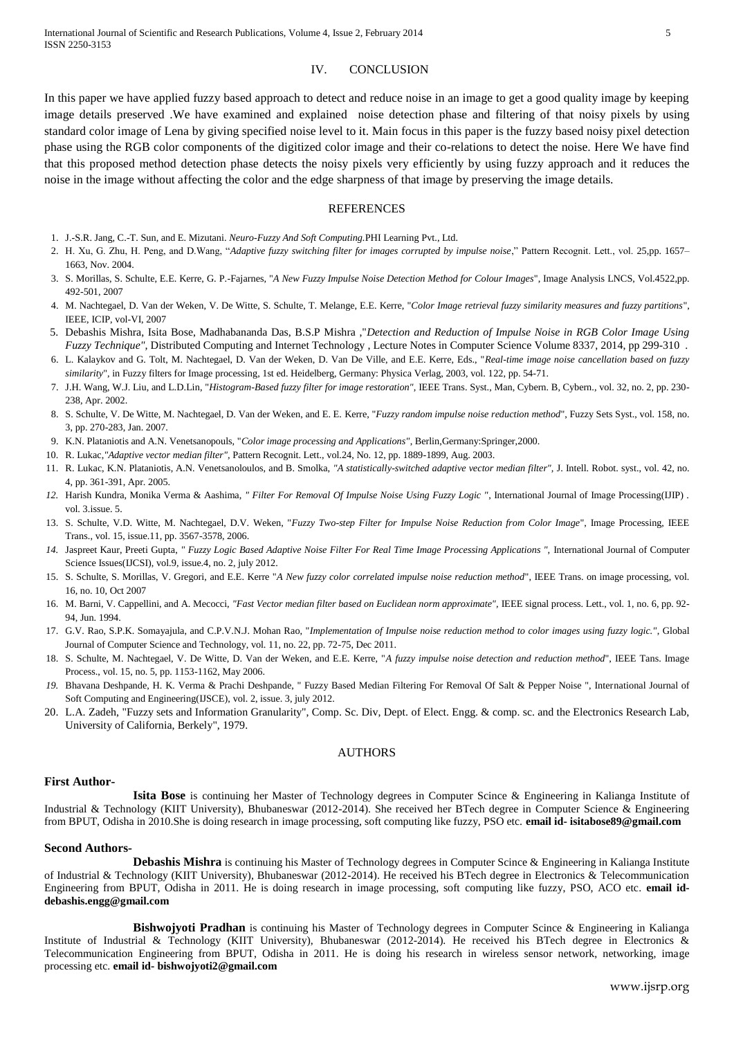## IV. CONCLUSION

In this paper we have applied fuzzy based approach to detect and reduce noise in an image to get a good quality image by keeping image details preserved .We have examined and explained noise detection phase and filtering of that noisy pixels by using standard color image of Lena by giving specified noise level to it. Main focus in this paper is the fuzzy based noisy pixel detection phase using the RGB color components of the digitized color image and their co-relations to detect the noise. Here We have find that this proposed method detection phase detects the noisy pixels very efficiently by using fuzzy approach and it reduces the noise in the image without affecting the color and the edge sharpness of that image by preserving the image details.

## REFERENCES

1. J.-S.R. Jang, C.-T. Sun, and E. Mizutani. *Neuro-Fuzzy And Soft Computing.*PHI Learning Pvt., Ltd.
2. H. Xu, G. Zhu, H. Peng, and D.Wang, "*Adaptive fuzzy switching filter for images corrupted by impulse noise*," Pattern Recognit. Lett., vol. 25,pp. 1657–1663, Nov. 2004.
3. S. Morillas, S. Schulte, E.E. Kerre, G. P.-Fajarnes, "*A New Fuzzy Impulse Noise Detection Method for Colour Images*", Image Analysis LNCS, Vol.4522,pp. 492-501, 2007
4. M. Nachtegael, D. Van der Weken, V. De Witte, S. Schulte, T. Melange, E.E. Kerre, "*Color Image retrieval fuzzy similarity measures and fuzzy partitions"*, IEEE, ICIP, vol-VI, 2007
5. Debashis Mishra, Isita Bose, Madhabananda Das, B.S.P Mishra ,"*Detection and Reduction of Impulse Noise in RGB Color Image Using Fuzzy Technique"*, Distributed Computing and Internet Technology , Lecture Notes in Computer Science Volume 8337, 2014, pp 299-310 .
6. L. Kalaykov and G. Tolt, M. Nachtegael, D. Van der Weken, D. Van De Ville, and E.E. Kerre, Eds., "*Real-time image noise cancellation based on fuzzy similarity*", in Fuzzy filters for Image processing, 1st ed. Heidelberg, Germany: Physica Verlag, 2003, vol. 122, pp. 54-71.
7. J.H. Wang, W.J. Liu, and L.D.Lin, "*Histogram-Based fuzzy filter for image restoration"*, IEEE Trans. Syst., Man, Cybern. B, Cybern., vol. 32, no. 2, pp. 230-238, Apr. 2002.
8. S. Schulte, V. De Witte, M. Nachtegael, D. Van der Weken, and E. E. Kerre, "*Fuzzy random impulse noise reduction method*", Fuzzy Sets Syst., vol. 158, no. 3, pp. 270-283, Jan. 2007.
9. K.N. Plataniotis and A.N. Venetsanopouls, "*Color image processing and Applications"*, Berlin,Germany:Springer,2000.
10. R. Lukac,*"Adaptive vector median filter"*, Pattern Recognit. Lett., vol.24, No. 12, pp. 1889-1899, Aug. 2003.
11. R. Lukac, K.N. Plataniotis, A.N. Venetsanoloulos, and B. Smolka, *"A statistically-switched adaptive vector median filter"*, J. Intell. Robot. syst., vol. 42, no. 4, pp. 361-391, Apr. 2005.
12. Harish Kundra, Monika Verma & Aashima, *" Filter For Removal Of Impulse Noise Using Fuzzy Logic "*, International Journal of Image Processing(IJIP) . vol. 3.issue. 5.
13. S. Schulte, V.D. Witte, M. Nachtegael, D.V. Weken, "*Fuzzy Two-step Filter for Impulse Noise Reduction from Color Image*", Image Processing, IEEE Trans., vol. 15, issue.11, pp. 3567-3578, 2006.
14. Jaspreet Kaur, Preeti Gupta, *" Fuzzy Logic Based Adaptive Noise Filter For Real Time Image Processing Applications "*, International Journal of Computer Science Issues(IJCSI), vol.9, issue.4, no. 2, july 2012.
15. S. Schulte, S. Morillas, V. Gregori, and E.E. Kerre "*A New fuzzy color correlated impulse noise reduction method*", IEEE Trans. on image processing, vol. 16, no. 10, Oct 2007
16. M. Barni, V. Cappellini, and A. Mecocci, *"Fast Vector median filter based on Euclidean norm approximate"*, IEEE signal process. Lett., vol. 1, no. 6, pp. 92-94, Jun. 1994.
17. G.V. Rao, S.P.K. Somayajula, and C.P.V.N.J. Mohan Rao, "*Implementation of Impulse noise reduction method to color images using fuzzy logic."*, Global Journal of Computer Science and Technology, vol. 11, no. 22, pp. 72-75, Dec 2011.
18. S. Schulte, M. Nachtegael, V. De Witte, D. Van der Weken, and E.E. Kerre, "*A fuzzy impulse noise detection and reduction method*", IEEE Tans. Image Process., vol. 15, no. 5, pp. 1153-1162, May 2006.
19. Bhavana Deshpande, H. K. Verma & Prachi Deshpande, " Fuzzy Based Median Filtering For Removal Of Salt & Pepper Noise ", International Journal of Soft Computing and Engineering(IJSCE), vol. 2, issue. 3, july 2012.
20. L.A. Zadeh, "Fuzzy sets and Information Granularity", Comp. Sc. Div, Dept. of Elect. Engg. & comp. sc. and the Electronics Research Lab, University of California, Berkely", 1979.

## AUTHORS

**First Author-**

**Isita Bose** is continuing her Master of Technology degrees in Computer Scince & Engineering in Kalianga Institute of Industrial & Technology (KIIT University), Bhubaneswar (2012-2014). She received her BTech degree in Computer Science & Engineering from BPUT, Odisha in 2010.She is doing research in image processing, soft computing like fuzzy, PSO etc. **email id- isitabose89@gmail.com**

**Second Authors-**

**Debashis Mishra** is continuing his Master of Technology degrees in Computer Scince & Engineering in Kalianga Institute of Industrial & Technology (KIIT University), Bhubaneswar (2012-2014). He received his BTech degree in Electronics & Telecommunication Engineering from BPUT, Odisha in 2011. He is doing research in image processing, soft computing like fuzzy, PSO, ACO etc. **email id-debashis.engg@gmail.com**

**Bishwojyoti Pradhan** is continuing his Master of Technology degrees in Computer Scince & Engineering in Kalianga Institute of Industrial & Technology (KIIT University), Bhubaneswar (2012-2014). He received his BTech degree in Electronics & Telecommunication Engineering from BPUT, Odisha in 2011. He is doing his research in wireless sensor network, networking, image processing etc. **email id- bishwojyoti2@gmail.com**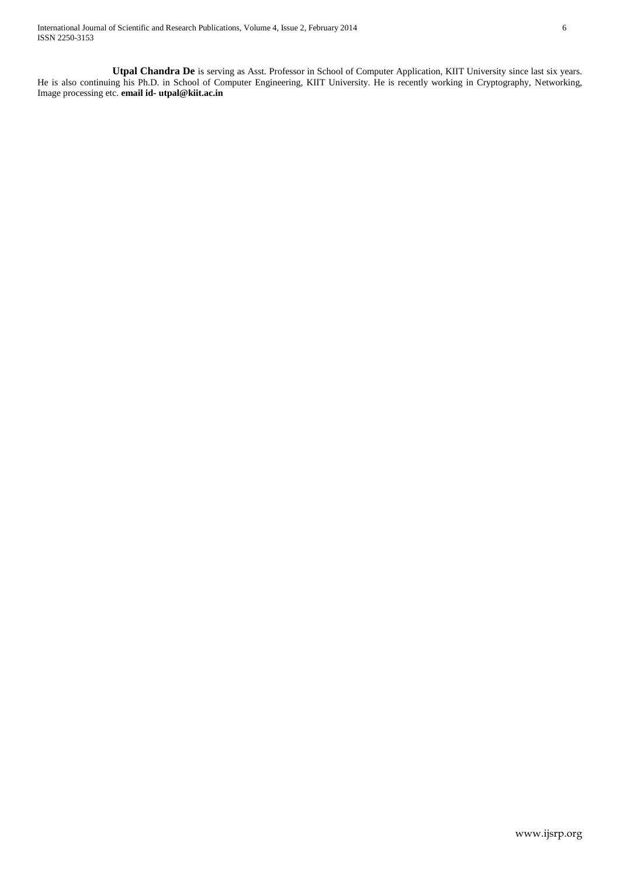**Utpal Chandra De** is serving as Asst. Professor in School of Computer Application, KIIT University since last six years. He is also continuing his Ph.D. in School of Computer Engineering, KIIT University. He is recently working in Cryptography, Networking, Image processing etc. **email id- utpal@kiit.ac.in**